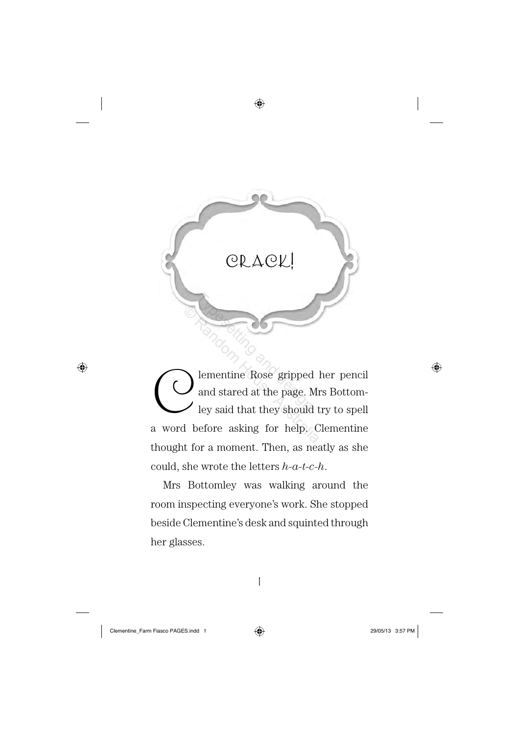# CRACK!

Clementine Rose gripped her pencil and stared at the page. Mrs Bottomley said that they should try to spell a word before asking for help. Clementine thought for a moment. Then, as neatly as she could, she wrote the letters *h-a-t-c-h*.

Mrs Bottomley was walking around the room inspecting everyone's work. She stopped beside Clementine's desk and squinted through her glasses.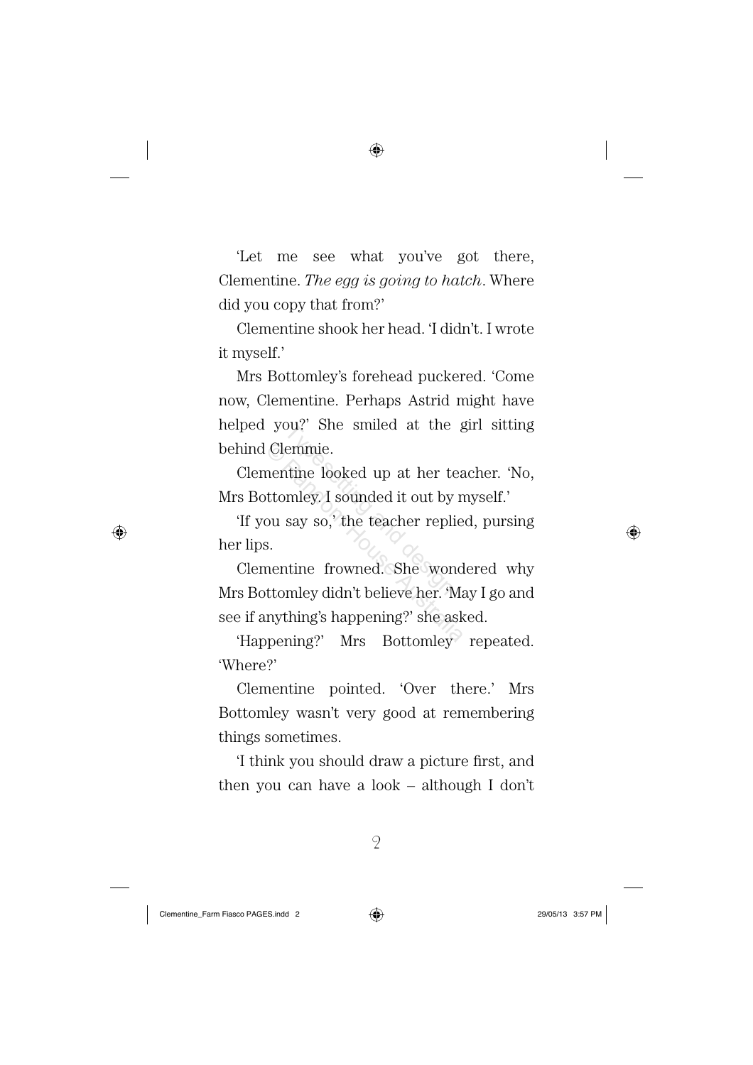'Let me see what you've got there, Clementine. *The egg is going to hatch*. Where did you copy that from?'

Clementine shook her head. 'I didn't. I wrote it myself.'

Mrs Bottomley's forehead puckered. 'Come now, Clementine. Perhaps Astrid might have helped you?' She smiled at the girl sitting behind Clemmie.

Clementine looked up at her teacher. 'No, Mrs Bottomley. I sounded it out by myself.'

'If you say so,' the teacher replied, pursing her lips.

Clementine frowned. She wondered why Mrs Bottomley didn't believe her. 'May I go and see if anything's happening?' she asked.

'Happening?' Mrs Bottomley repeated. 'Where?'

Clementine pointed. 'Over there.' Mrs Bottomley wasn't very good at remembering things sometimes.

'I think you should draw a picture first, and then you can have a look – although I don't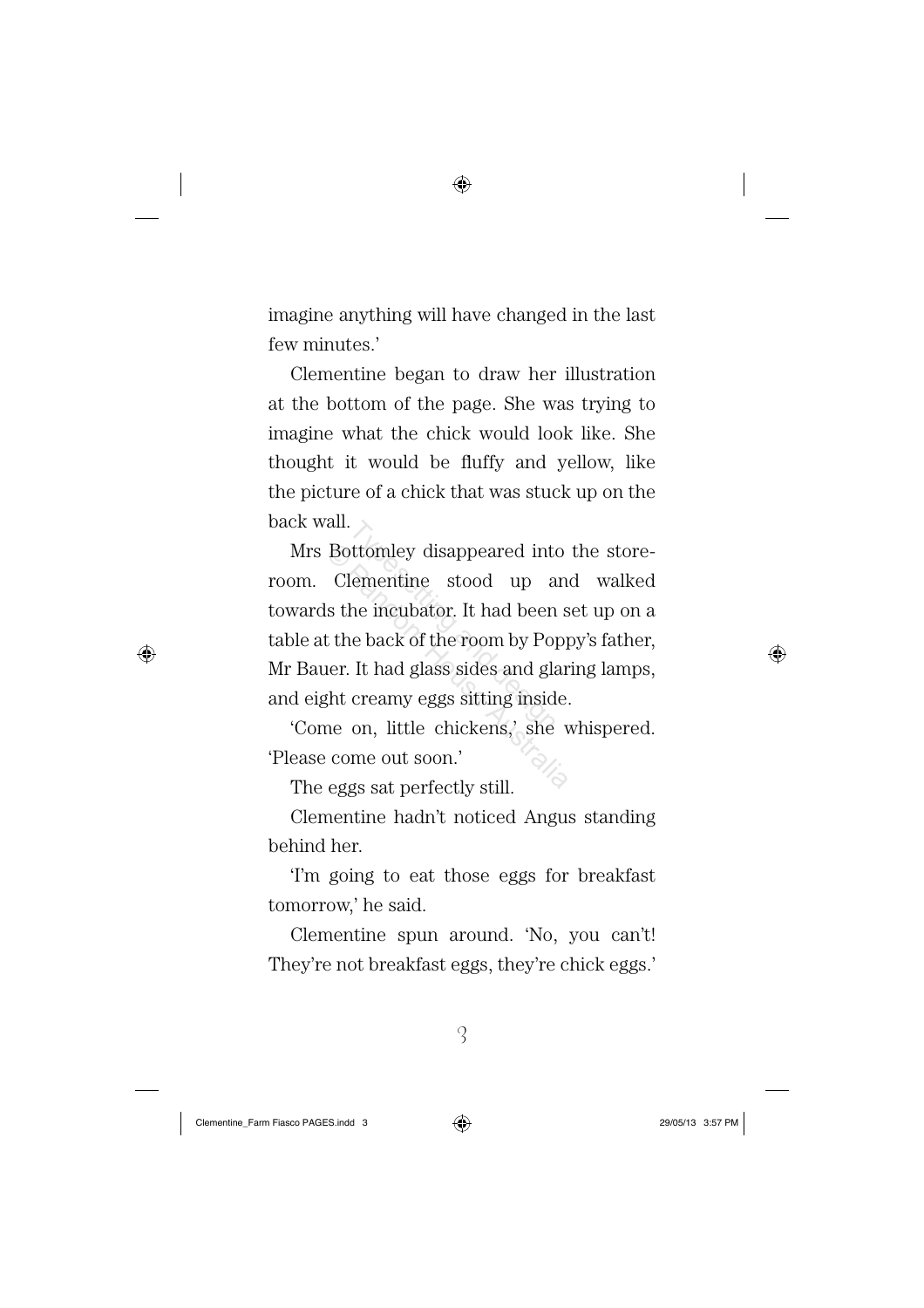imagine anything will have changed in the last few minutes.'

Clementine began to draw her illustration at the bottom of the page. She was trying to imagine what the chick would look like. She thought it would be fluffy and yellow, like the picture of a chick that was stuck up on the back wall.

Mrs Bottomley disappeared into the storeroom. Clementine stood up and walked towards the incubator. It had been set up on a table at the back of the room by Poppy's father, Mr Bauer. It had glass sides and glaring lamps, and eight creamy eggs sitting inside.

'Come on, little chickens,' she whispered. 'Please come out soon.'

The eggs sat perfectly still.

Clementine hadn't noticed Angus standing behind her.

'I'm going to eat those eggs for breakfast tomorrow,' he said.

Clementine spun around. 'No, you can't! They're not breakfast eggs, they're chick eggs.'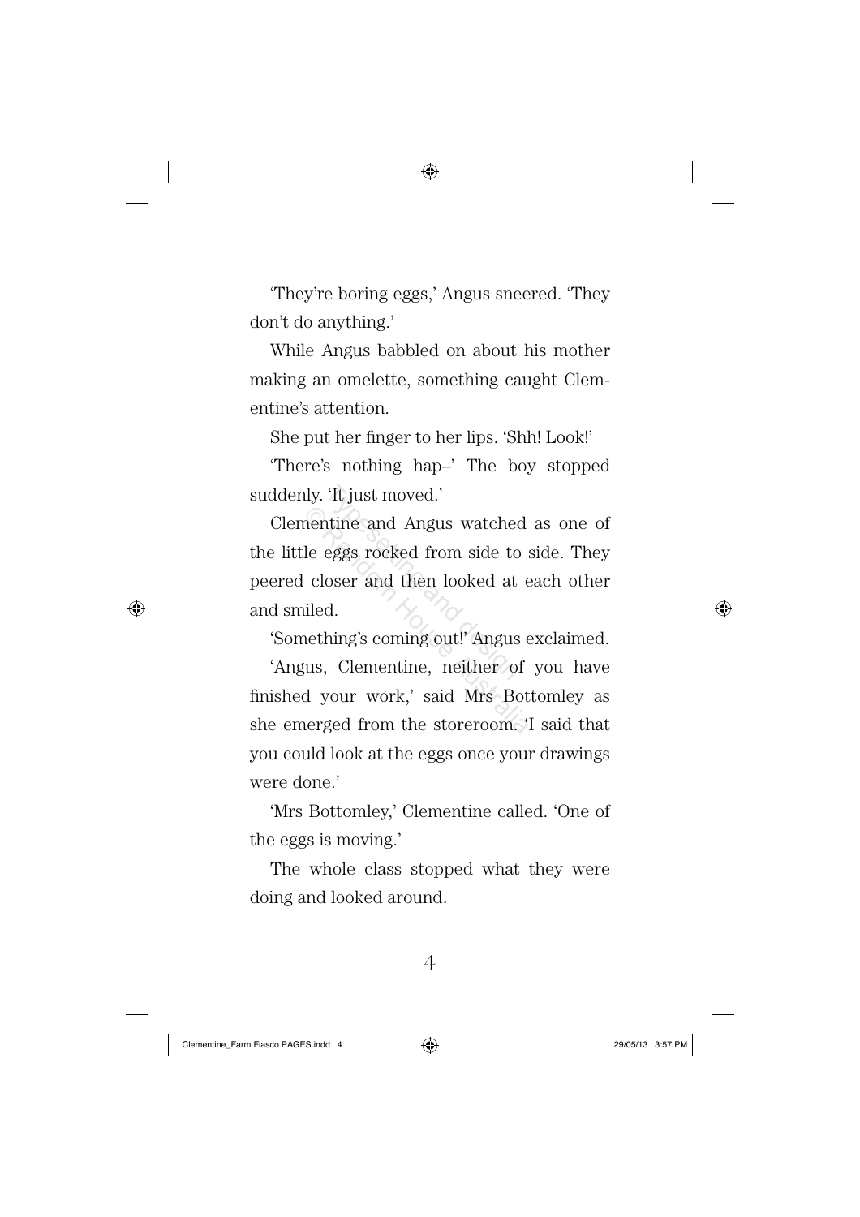'They're boring eggs,' Angus sneered. 'They don't do anything.'

While Angus babbled on about his mother making an omelette, something caught Clementine's attention.

She put her finger to her lips. 'Shh! Look!'

'There's nothing hap–' The boy stopped suddenly. 'It just moved.'

Clementine and Angus watched as one of the little eggs rocked from side to side. They peered closer and then looked at each other and smiled.

'Something's coming out!' Angus exclaimed.

'Angus, Clementine, neither of you have finished your work,' said Mrs Bottomley as she emerged from the storeroom. 'I said that you could look at the eggs once your drawings were done.'

'Mrs Bottomley,' Clementine called. 'One of the eggs is moving.'

The whole class stopped what they were doing and looked around.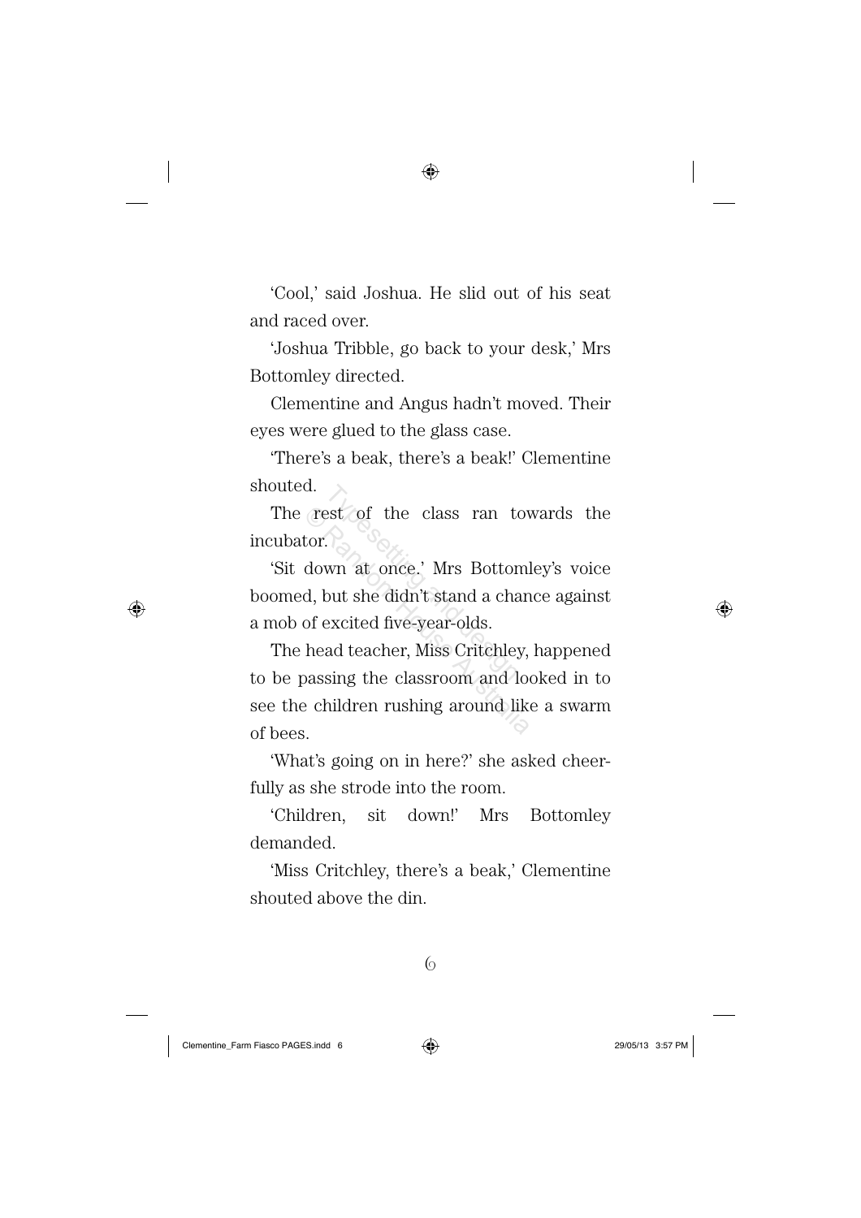'Cool,' said Joshua. He slid out of his seat and raced over.

'Joshua Tribble, go back to your desk,' Mrs Bottomley directed.

Clementine and Angus hadn't moved. Their eyes were glued to the glass case.

'There's a beak, there's a beak!' Clementine shouted.

The rest of the class ran towards the incubator.

'Sit down at once.' Mrs Bottomley's voice boomed, but she didn't stand a chance against a mob of excited five-year-olds.

The head teacher, Miss Critchley, happened to be passing the classroom and looked in to see the children rushing around like a swarm of bees.

'What's going on in here?' she asked cheerfully as she strode into the room.

'Children, sit down!' Mrs Bottomley demanded.

'Miss Critchley, there's a beak,' Clementine shouted above the din.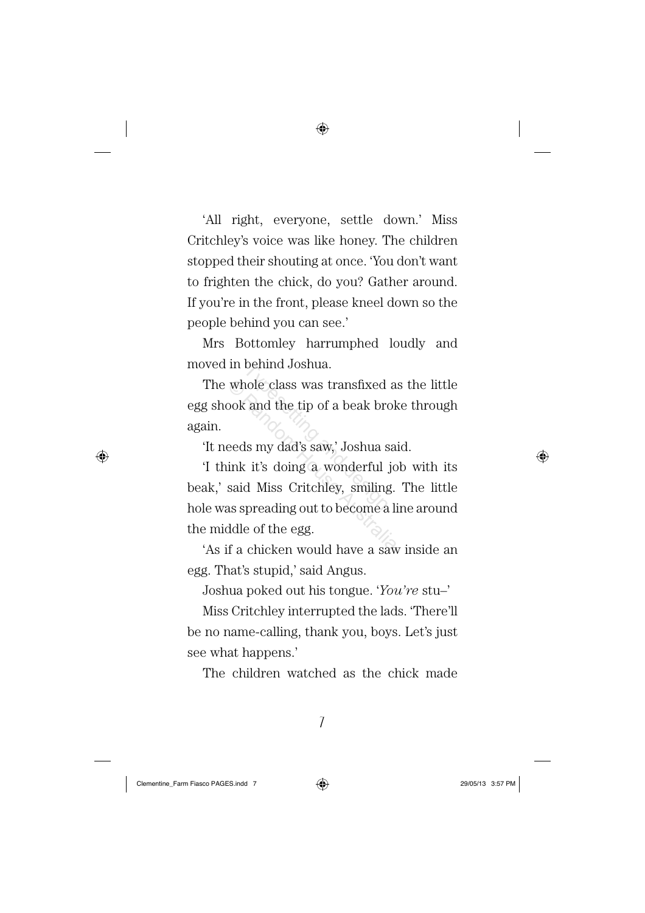'All right, everyone, settle down.' Miss Critchley's voice was like honey. The children stopped their shouting at once. 'You don't want to frighten the chick, do you? Gather around. If you're in the front, please kneel down so the people behind you can see.'

Mrs Bottomley harrumphed loudly and moved in behind Joshua.

The whole class was transfixed as the little egg shook and the tip of a beak broke through again.

'It needs my dad's saw,' Joshua said.

'I think it's doing a wonderful job with its beak,' said Miss Critchley, smiling. The little hole was spreading out to become a line around the middle of the egg.

'As if a chicken would have a saw inside an egg. That's stupid,' said Angus.

Joshua poked out his tongue. '*You're* stu–'

Miss Critchley interrupted the lads. 'There'll be no name-calling, thank you, boys. Let's just see what happens.'

The children watched as the chick made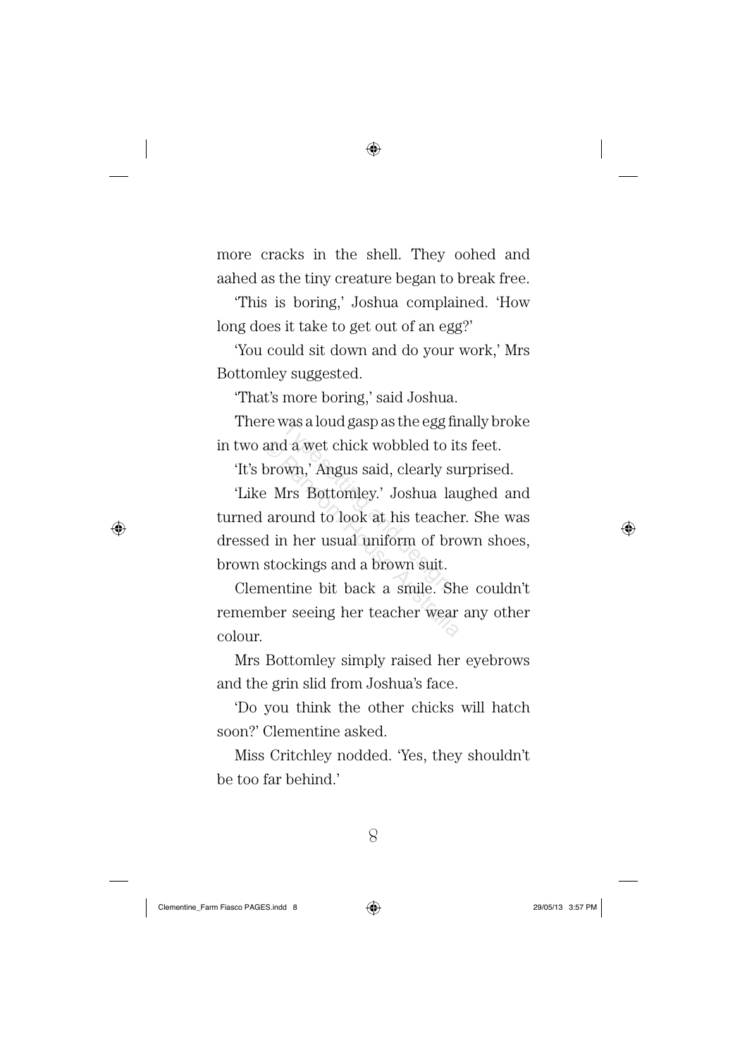more cracks in the shell. They oohed and aahed as the tiny creature began to break free.

'This is boring,' Joshua complained. 'How long does it take to get out of an egg?'

'You could sit down and do your work,' Mrs Bottomley suggested.

'That's more boring,' said Joshua.

There was a loud gasp as the egg finally broke in two and a wet chick wobbled to its feet.

'It's brown,' Angus said, clearly surprised.

'Like Mrs Bottomley.' Joshua laughed and turned around to look at his teacher. She was dressed in her usual uniform of brown shoes, brown stockings and a brown suit.

Clementine bit back a smile. She couldn't remember seeing her teacher wear any other colour.

Mrs Bottomley simply raised her eyebrows and the grin slid from Joshua's face.

'Do you think the other chicks will hatch soon?' Clementine asked.

Miss Critchley nodded. 'Yes, they shouldn't be too far behind.'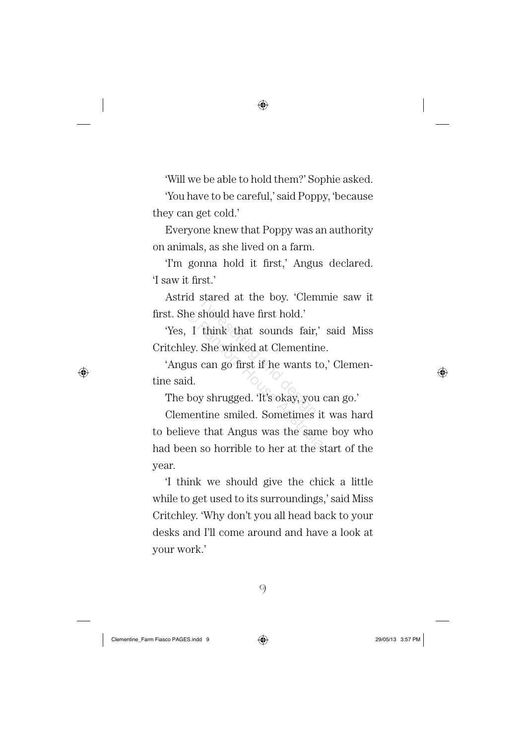'Will we be able to hold them?' Sophie asked.

'You have to be careful,' said Poppy, 'because they can get cold.'

Everyone knew that Poppy was an authority on animals, as she lived on a farm.

'I'm gonna hold it first,' Angus declared. 'I saw it first.'

Astrid stared at the boy. 'Clemmie saw it first. She should have first hold.'

'Yes, I think that sounds fair,' said Miss Critchley. She winked at Clementine.

'Angus can go first if he wants to,' Clementine said.

The boy shrugged. 'It's okay, you can go.'

Clementine smiled. Sometimes it was hard to believe that Angus was the same boy who had been so horrible to her at the start of the year.

'I think we should give the chick a little while to get used to its surroundings,' said Miss Critchley. 'Why don't you all head back to your desks and I'll come around and have a look at your work.'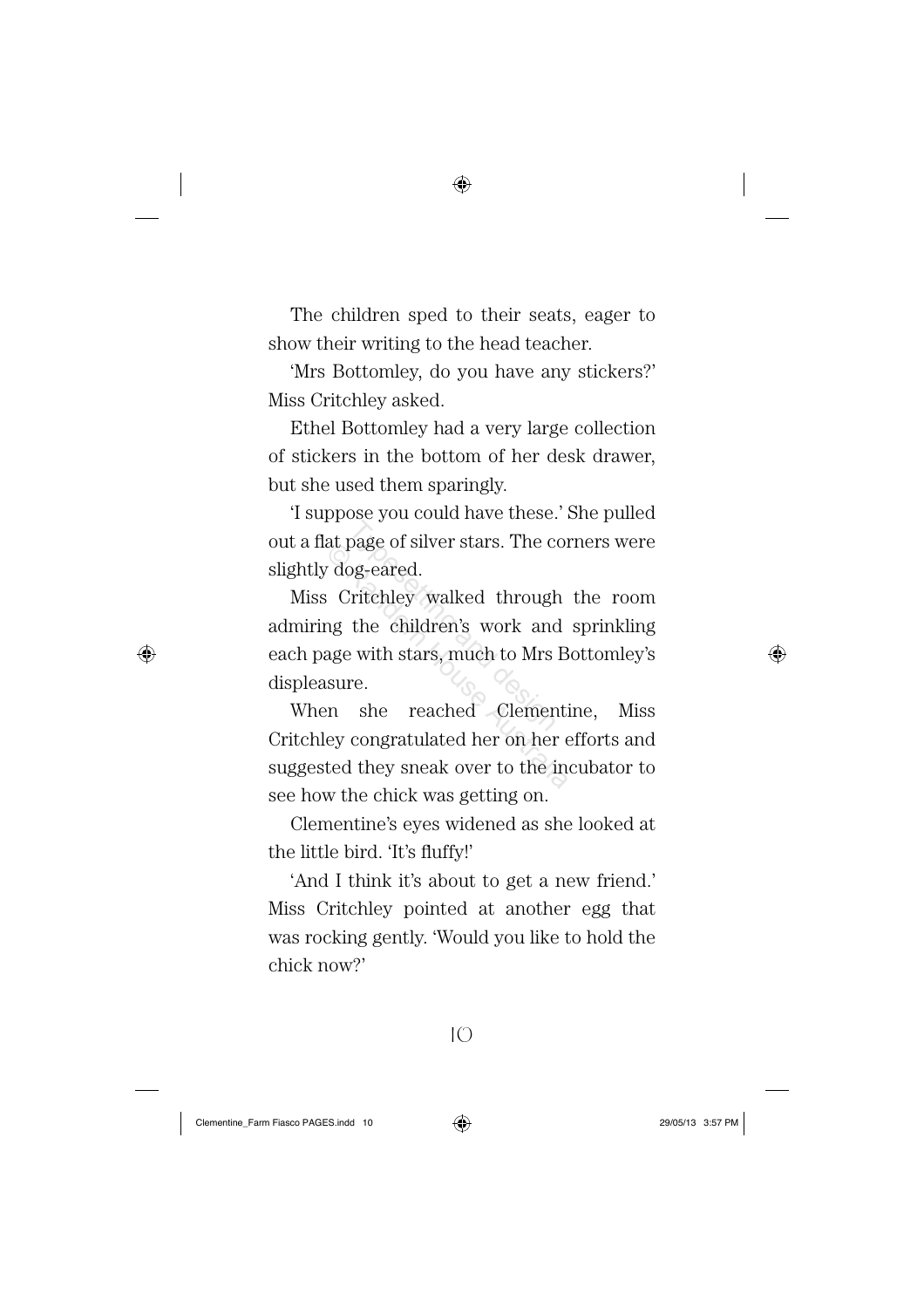The children sped to their seats, eager to show their writing to the head teacher.

'Mrs Bottomley, do you have any stickers?' Miss Critchley asked.

Ethel Bottomley had a very large collection of stickers in the bottom of her desk drawer, but she used them sparingly.

'I suppose you could have these.' She pulled out a flat page of silver stars. The corners were slightly dog-eared.

Miss Critchley walked through the room admiring the children's work and sprinkling each page with stars, much to Mrs Bottomley's displeasure.

When she reached Clementine, Miss Critchley congratulated her on her efforts and suggested they sneak over to the incubator to see how the chick was getting on.

Clementine's eyes widened as she looked at the little bird. 'It's fluffy!'

'And I think it's about to get a new friend.' Miss Critchley pointed at another egg that was rocking gently. 'Would you like to hold the chick now?'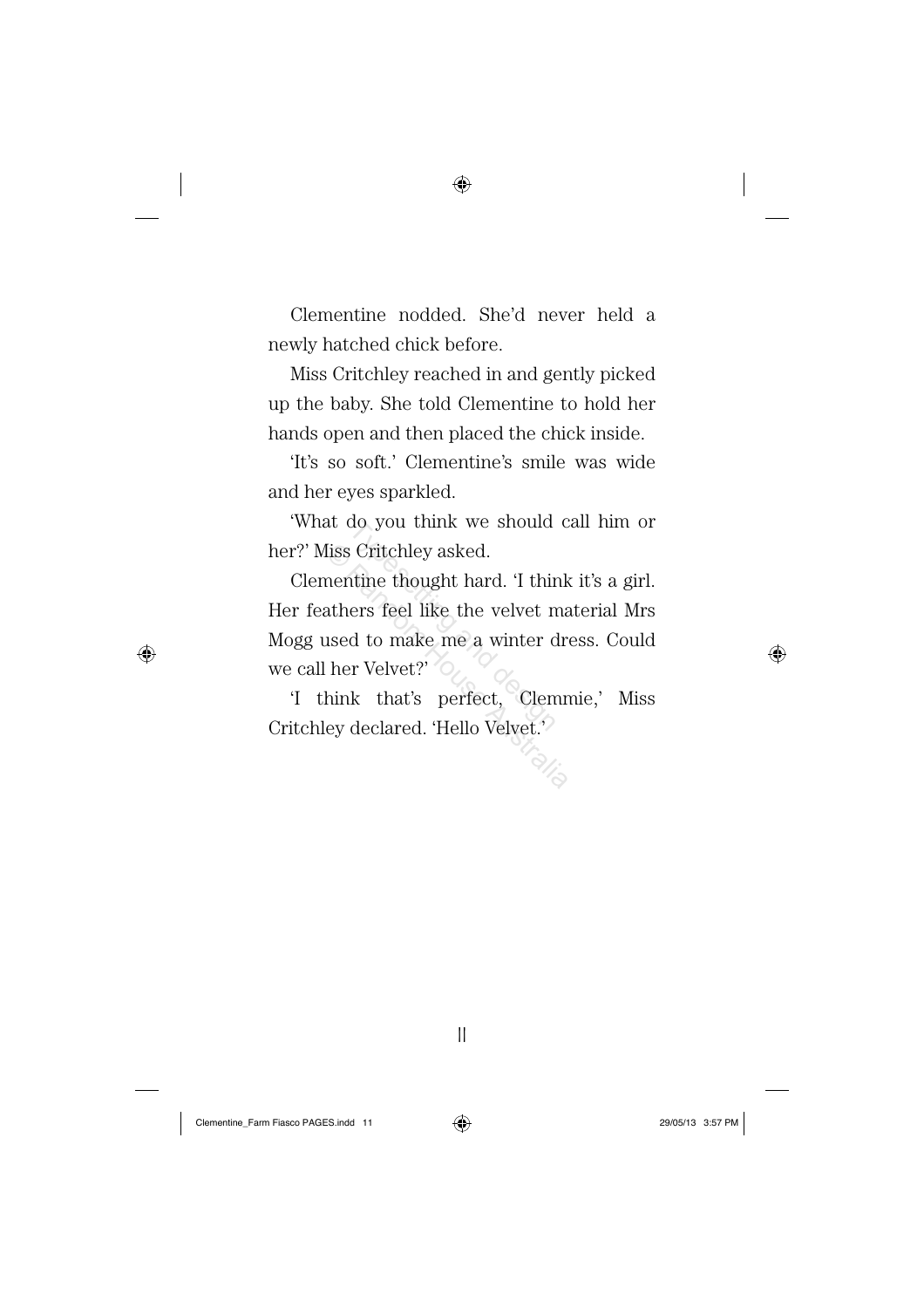Clementine nodded. She'd never held a newly hatched chick before.

Miss Critchley reached in and gently picked up the baby. She told Clementine to hold her hands open and then placed the chick inside.

'It's so soft.' Clementine's smile was wide and her eyes sparkled.

'What do you think we should call him or her?' Miss Critchley asked.

Clementine thought hard. 'I think it's a girl. Her feathers feel like the velvet material Mrs Mogg used to make me a winter dress. Could we call her Velvet?'

'I think that's perfect, Clemmie,' Miss Critchley declared. 'Hello Velvet.'